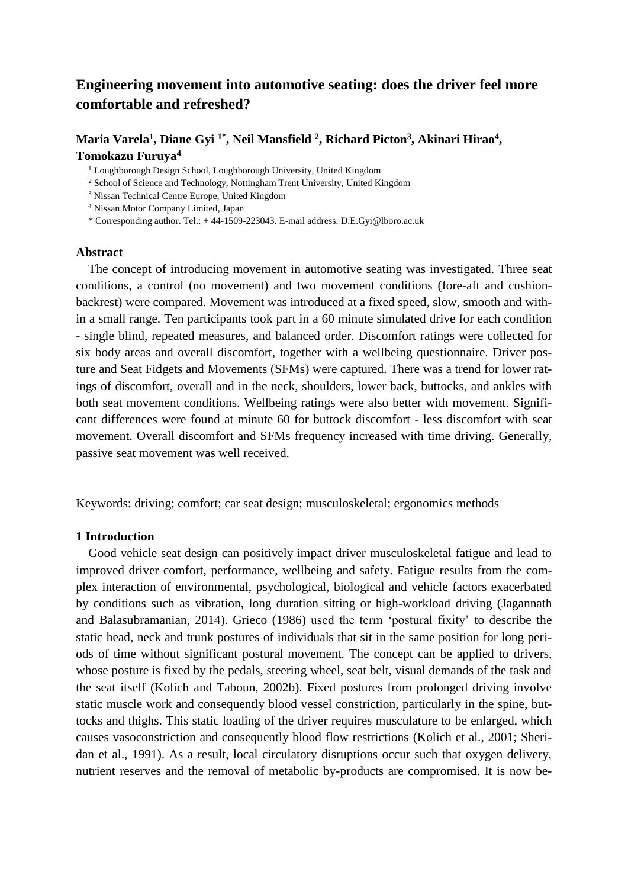# Engineering movement into automotive seating: does the driver feel more comfortable and refreshed?

**Maria Varela[1], Diane Gyi [1*], Neil Mansfield [2], Richard Picton[3], Akinari Hirao[4], Tomokazu Furuya[4]**

[1] Loughborough Design School, Loughborough University, United Kingdom

[2] School of Science and Technology, Nottingham Trent University, United Kingdom

[3] Nissan Technical Centre Europe, United Kingdom

[4] Nissan Motor Company Limited, Japan

* Corresponding author. Tel.: + 44-1509-223043. E-mail address: D.E.Gyi@lboro.ac.uk

## Abstract

The concept of introducing movement in automotive seating was investigated. Three seat conditions, a control (no movement) and two movement conditions (fore-aft and cushion-backrest) were compared. Movement was introduced at a fixed speed, slow, smooth and within a small range. Ten participants took part in a 60 minute simulated drive for each condition - single blind, repeated measures, and balanced order. Discomfort ratings were collected for six body areas and overall discomfort, together with a wellbeing questionnaire. Driver posture and Seat Fidgets and Movements (SFMs) were captured. There was a trend for lower ratings of discomfort, overall and in the neck, shoulders, lower back, buttocks, and ankles with both seat movement conditions. Wellbeing ratings were also better with movement. Significant differences were found at minute 60 for buttock discomfort - less discomfort with seat movement. Overall discomfort and SFMs frequency increased with time driving. Generally, passive seat movement was well received.

Keywords: driving; comfort; car seat design; musculoskeletal; ergonomics methods

## 1 Introduction

Good vehicle seat design can positively impact driver musculoskeletal fatigue and lead to improved driver comfort, performance, wellbeing and safety. Fatigue results from the complex interaction of environmental, psychological, biological and vehicle factors exacerbated by conditions such as vibration, long duration sitting or high-workload driving (Jagannath and Balasubramanian, 2014). Grieco (1986) used the term 'postural fixity' to describe the static head, neck and trunk postures of individuals that sit in the same position for long periods of time without significant postural movement. The concept can be applied to drivers, whose posture is fixed by the pedals, steering wheel, seat belt, visual demands of the task and the seat itself (Kolich and Taboun, 2002b). Fixed postures from prolonged driving involve static muscle work and consequently blood vessel constriction, particularly in the spine, buttocks and thighs. This static loading of the driver requires musculature to be enlarged, which causes vasoconstriction and consequently blood flow restrictions (Kolich et al., 2001; Sheridan et al., 1991). As a result, local circulatory disruptions occur such that oxygen delivery, nutrient reserves and the removal of metabolic by-products are compromised. It is now be-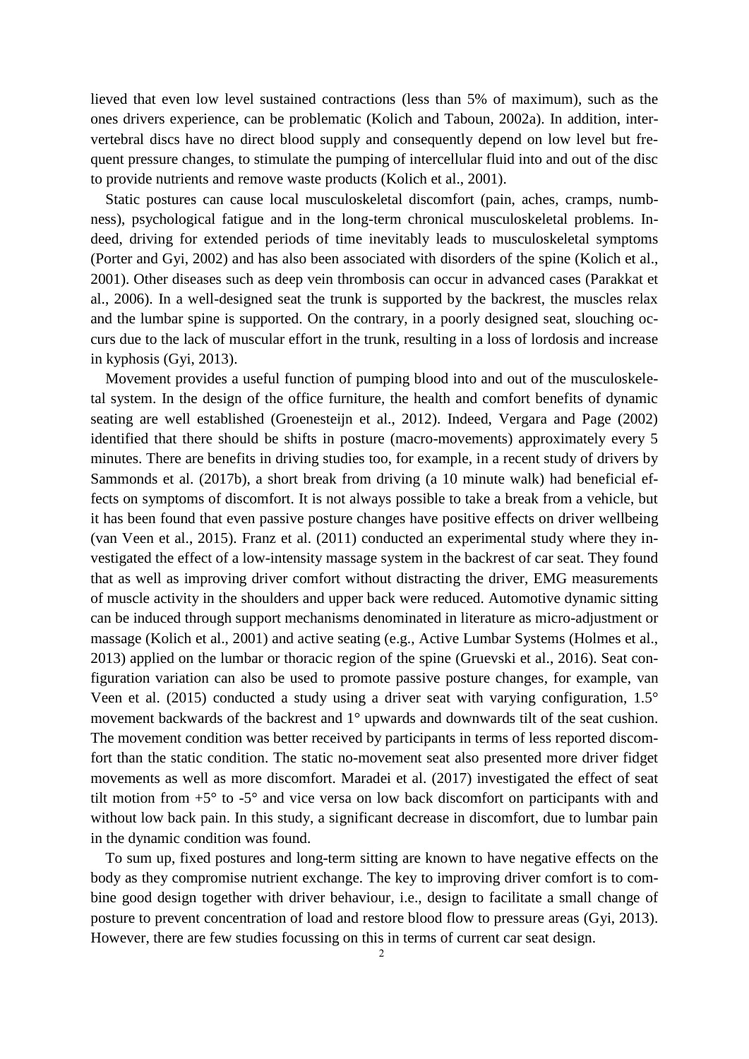lieved that even low level sustained contractions (less than 5% of maximum), such as the ones drivers experience, can be problematic (Kolich and Taboun, 2002a). In addition, intervertebral discs have no direct blood supply and consequently depend on low level but frequent pressure changes, to stimulate the pumping of intercellular fluid into and out of the disc to provide nutrients and remove waste products (Kolich et al., 2001).

Static postures can cause local musculoskeletal discomfort (pain, aches, cramps, numbness), psychological fatigue and in the long-term chronical musculoskeletal problems. Indeed, driving for extended periods of time inevitably leads to musculoskeletal symptoms (Porter and Gyi, 2002) and has also been associated with disorders of the spine (Kolich et al., 2001). Other diseases such as deep vein thrombosis can occur in advanced cases (Parakkat et al., 2006). In a well-designed seat the trunk is supported by the backrest, the muscles relax and the lumbar spine is supported. On the contrary, in a poorly designed seat, slouching occurs due to the lack of muscular effort in the trunk, resulting in a loss of lordosis and increase in kyphosis (Gyi, 2013).

Movement provides a useful function of pumping blood into and out of the musculoskeletal system. In the design of the office furniture, the health and comfort benefits of dynamic seating are well established (Groenesteijn et al., 2012). Indeed, Vergara and Page (2002) identified that there should be shifts in posture (macro-movements) approximately every 5 minutes. There are benefits in driving studies too, for example, in a recent study of drivers by Sammonds et al. (2017b), a short break from driving (a 10 minute walk) had beneficial effects on symptoms of discomfort. It is not always possible to take a break from a vehicle, but it has been found that even passive posture changes have positive effects on driver wellbeing (van Veen et al., 2015). Franz et al. (2011) conducted an experimental study where they investigated the effect of a low-intensity massage system in the backrest of car seat. They found that as well as improving driver comfort without distracting the driver, EMG measurements of muscle activity in the shoulders and upper back were reduced. Automotive dynamic sitting can be induced through support mechanisms denominated in literature as micro-adjustment or massage (Kolich et al., 2001) and active seating (e.g., Active Lumbar Systems (Holmes et al., 2013) applied on the lumbar or thoracic region of the spine (Gruevski et al., 2016). Seat configuration variation can also be used to promote passive posture changes, for example, van Veen et al. (2015) conducted a study using a driver seat with varying configuration, 1.5° movement backwards of the backrest and 1° upwards and downwards tilt of the seat cushion. The movement condition was better received by participants in terms of less reported discomfort than the static condition. The static no-movement seat also presented more driver fidget movements as well as more discomfort. Maradei et al. (2017) investigated the effect of seat tilt motion from +5° to -5° and vice versa on low back discomfort on participants with and without low back pain. In this study, a significant decrease in discomfort, due to lumbar pain in the dynamic condition was found.

To sum up, fixed postures and long-term sitting are known to have negative effects on the body as they compromise nutrient exchange. The key to improving driver comfort is to combine good design together with driver behaviour, i.e., design to facilitate a small change of posture to prevent concentration of load and restore blood flow to pressure areas (Gyi, 2013). However, there are few studies focussing on this in terms of current car seat design.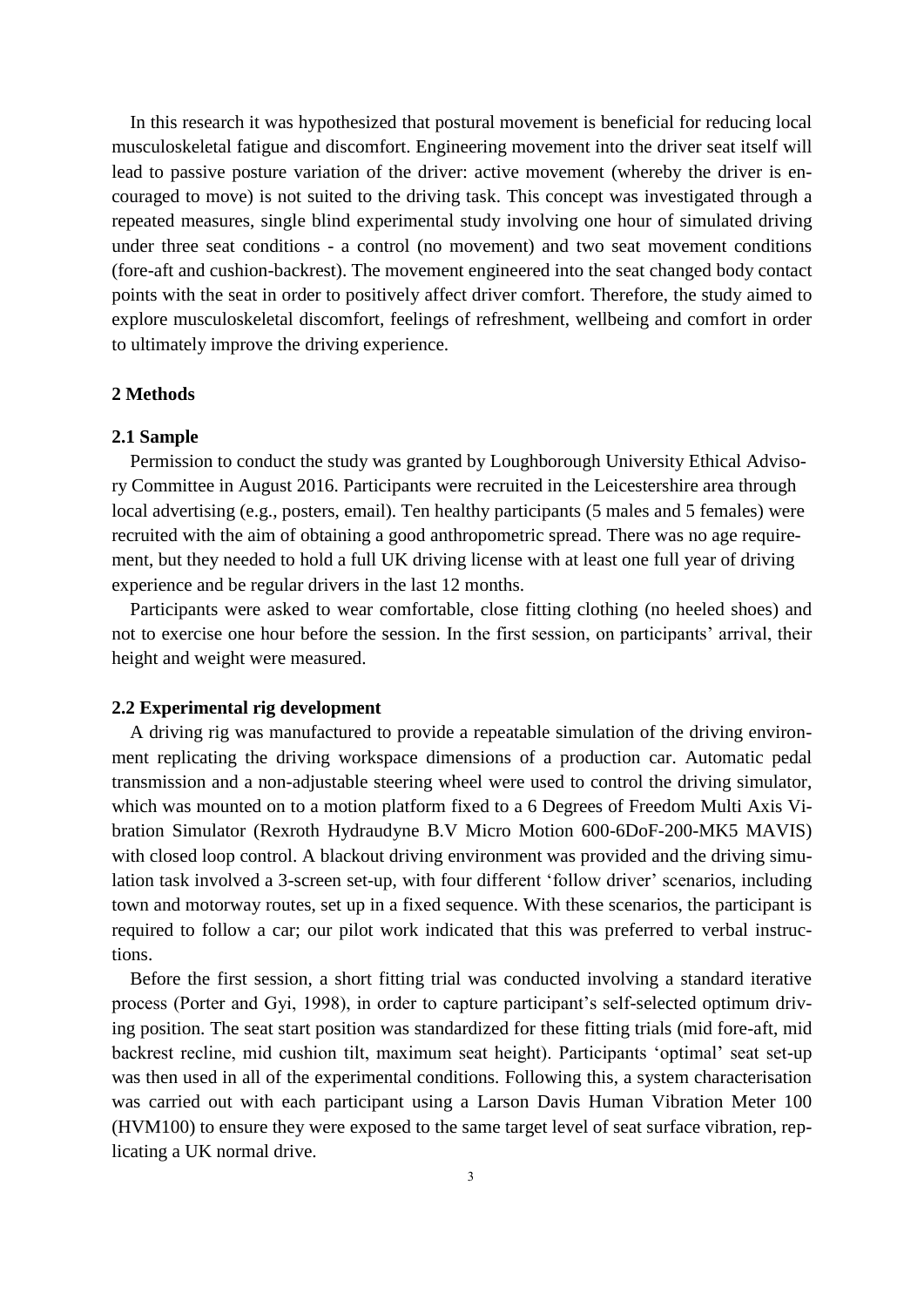In this research it was hypothesized that postural movement is beneficial for reducing local musculoskeletal fatigue and discomfort. Engineering movement into the driver seat itself will lead to passive posture variation of the driver: active movement (whereby the driver is encouraged to move) is not suited to the driving task. This concept was investigated through a repeated measures, single blind experimental study involving one hour of simulated driving under three seat conditions - a control (no movement) and two seat movement conditions (fore-aft and cushion-backrest). The movement engineered into the seat changed body contact points with the seat in order to positively affect driver comfort. Therefore, the study aimed to explore musculoskeletal discomfort, feelings of refreshment, wellbeing and comfort in order to ultimately improve the driving experience.

## 2 Methods

### 2.1 Sample

Permission to conduct the study was granted by Loughborough University Ethical Advisory Committee in August 2016. Participants were recruited in the Leicestershire area through local advertising (e.g., posters, email). Ten healthy participants (5 males and 5 females) were recruited with the aim of obtaining a good anthropometric spread. There was no age requirement, but they needed to hold a full UK driving license with at least one full year of driving experience and be regular drivers in the last 12 months.

Participants were asked to wear comfortable, close fitting clothing (no heeled shoes) and not to exercise one hour before the session. In the first session, on participants' arrival, their height and weight were measured.

### 2.2 Experimental rig development

A driving rig was manufactured to provide a repeatable simulation of the driving environment replicating the driving workspace dimensions of a production car. Automatic pedal transmission and a non-adjustable steering wheel were used to control the driving simulator, which was mounted on to a motion platform fixed to a 6 Degrees of Freedom Multi Axis Vibration Simulator (Rexroth Hydraudyne B.V Micro Motion 600-6DoF-200-MK5 MAVIS) with closed loop control. A blackout driving environment was provided and the driving simulation task involved a 3-screen set-up, with four different 'follow driver' scenarios, including town and motorway routes, set up in a fixed sequence. With these scenarios, the participant is required to follow a car; our pilot work indicated that this was preferred to verbal instructions.

Before the first session, a short fitting trial was conducted involving a standard iterative process (Porter and Gyi, 1998), in order to capture participant's self-selected optimum driving position. The seat start position was standardized for these fitting trials (mid fore-aft, mid backrest recline, mid cushion tilt, maximum seat height). Participants 'optimal' seat set-up was then used in all of the experimental conditions. Following this, a system characterisation was carried out with each participant using a Larson Davis Human Vibration Meter 100 (HVM100) to ensure they were exposed to the same target level of seat surface vibration, replicating a UK normal drive.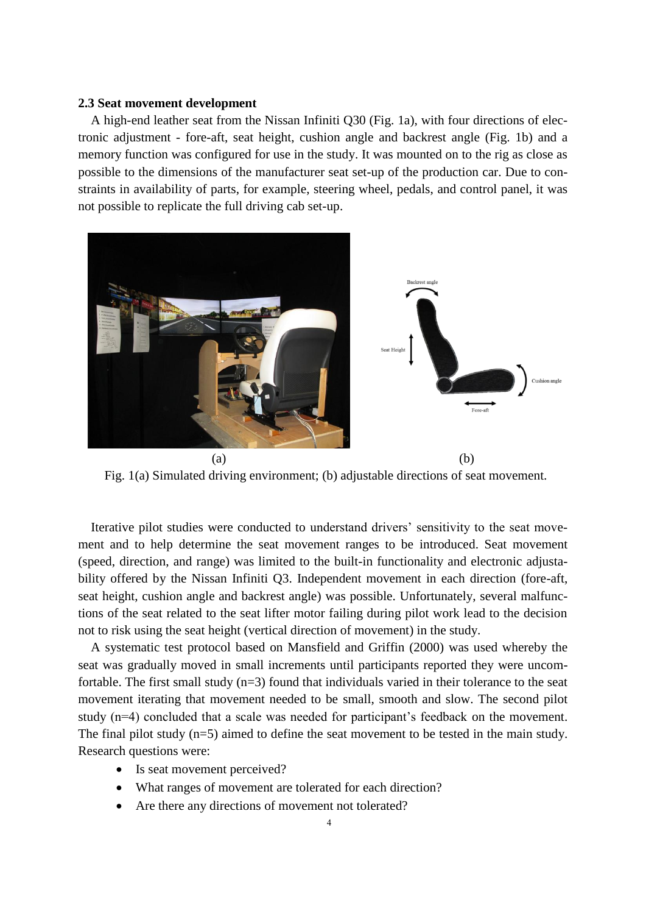### 2.3 Seat movement development

A high-end leather seat from the Nissan Infiniti Q30 (Fig. 1a), with four directions of electronic adjustment - fore-aft, seat height, cushion angle and backrest angle (Fig. 1b) and a memory function was configured for use in the study. It was mounted on to the rig as close as possible to the dimensions of the manufacturer seat set-up of the production car. Due to constraints in availability of parts, for example, steering wheel, pedals, and control panel, it was not possible to replicate the full driving cab set-up.

(a) (b)

Fig. 1(a) Simulated driving environment; (b) adjustable directions of seat movement.

Iterative pilot studies were conducted to understand drivers' sensitivity to the seat movement and to help determine the seat movement ranges to be introduced. Seat movement (speed, direction, and range) was limited to the built-in functionality and electronic adjustability offered by the Nissan Infiniti Q3. Independent movement in each direction (fore-aft, seat height, cushion angle and backrest angle) was possible. Unfortunately, several malfunctions of the seat related to the seat lifter motor failing during pilot work lead to the decision not to risk using the seat height (vertical direction of movement) in the study.

A systematic test protocol based on Mansfield and Griffin (2000) was used whereby the seat was gradually moved in small increments until participants reported they were uncomfortable. The first small study (n=3) found that individuals varied in their tolerance to the seat movement iterating that movement needed to be small, smooth and slow. The second pilot study (n=4) concluded that a scale was needed for participant's feedback on the movement. The final pilot study (n=5) aimed to define the seat movement to be tested in the main study. Research questions were:

- Is seat movement perceived?
- What ranges of movement are tolerated for each direction?
- Are there any directions of movement not tolerated?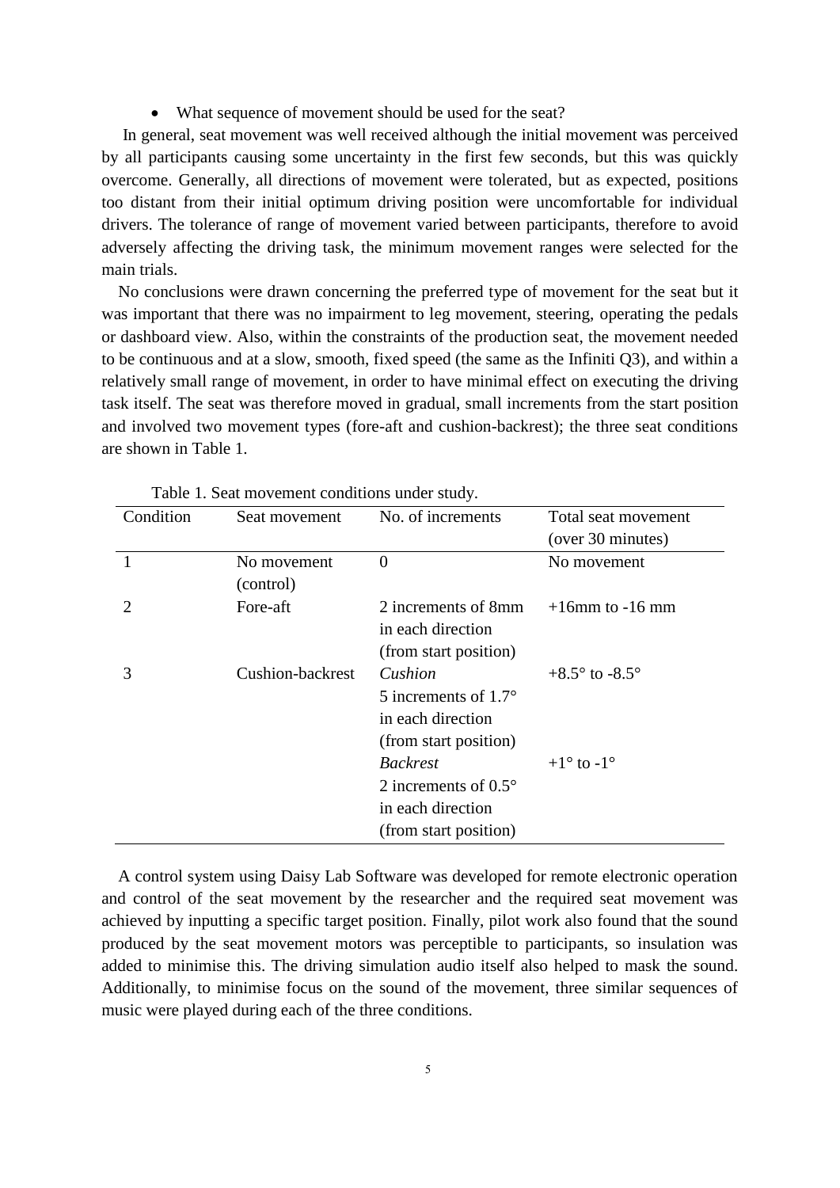- What sequence of movement should be used for the seat?

In general, seat movement was well received although the initial movement was perceived by all participants causing some uncertainty in the first few seconds, but this was quickly overcome. Generally, all directions of movement were tolerated, but as expected, positions too distant from their initial optimum driving position were uncomfortable for individual drivers. The tolerance of range of movement varied between participants, therefore to avoid adversely affecting the driving task, the minimum movement ranges were selected for the main trials.

No conclusions were drawn concerning the preferred type of movement for the seat but it was important that there was no impairment to leg movement, steering, operating the pedals or dashboard view. Also, within the constraints of the production seat, the movement needed to be continuous and at a slow, smooth, fixed speed (the same as the Infiniti Q3), and within a relatively small range of movement, in order to have minimal effect on executing the driving task itself. The seat was therefore moved in gradual, small increments from the start position and involved two movement types (fore-aft and cushion-backrest); the three seat conditions are shown in Table 1.

Table 1. Seat movement conditions under study.

| Condition | Seat movement | No. of increments | Total seat movement (over 30 minutes) |
|---|---|---|---|
| 1 | No movement (control) | 0 | No movement |
| 2 | Fore-aft | 2 increments of 8mm in each direction (from start position) | +16mm to -16 mm |
| 3 | Cushion-backrest | *Cushion* 5 increments of 1.7° in each direction (from start position) | +8.5° to -8.5° |
| | | *Backrest* 2 increments of 0.5° in each direction (from start position) | +1° to -1° |

A control system using Daisy Lab Software was developed for remote electronic operation and control of the seat movement by the researcher and the required seat movement was achieved by inputting a specific target position. Finally, pilot work also found that the sound produced by the seat movement motors was perceptible to participants, so insulation was added to minimise this. The driving simulation audio itself also helped to mask the sound. Additionally, to minimise focus on the sound of the movement, three similar sequences of music were played during each of the three conditions.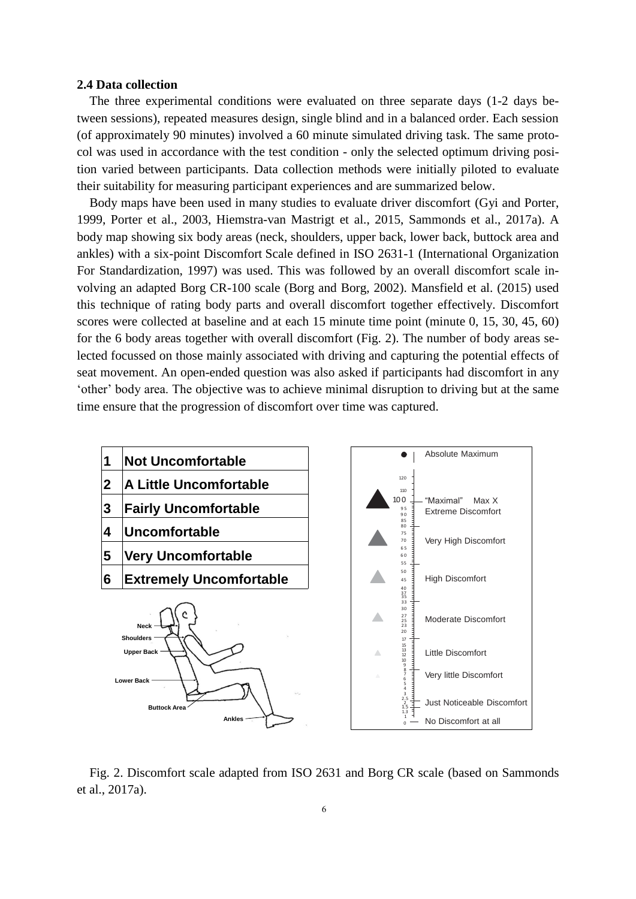### 2.4 Data collection

The three experimental conditions were evaluated on three separate days (1-2 days between sessions), repeated measures design, single blind and in a balanced order. Each session (of approximately 90 minutes) involved a 60 minute simulated driving task. The same protocol was used in accordance with the test condition - only the selected optimum driving position varied between participants. Data collection methods were initially piloted to evaluate their suitability for measuring participant experiences and are summarized below.

Body maps have been used in many studies to evaluate driver discomfort (Gyi and Porter, 1999, Porter et al., 2003, Hiemstra-van Mastrigt et al., 2015, Sammonds et al., 2017a). A body map showing six body areas (neck, shoulders, upper back, lower back, buttock area and ankles) with a six-point Discomfort Scale defined in ISO 2631-1 (International Organization For Standardization, 1997) was used. This was followed by an overall discomfort scale involving an adapted Borg CR-100 scale (Borg and Borg, 2002). Mansfield et al. (2015) used this technique of rating body parts and overall discomfort together effectively. Discomfort scores were collected at baseline and at each 15 minute time point (minute 0, 15, 30, 45, 60) for the 6 body areas together with overall discomfort (Fig. 2). The number of body areas selected focussed on those mainly associated with driving and capturing the potential effects of seat movement. An open-ended question was also asked if participants had discomfort in any 'other' body area. The objective was to achieve minimal disruption to driving but at the same time ensure that the progression of discomfort over time was captured.

| | |
|---|---|
| **1** | **Not Uncomfortable** |
| **2** | **A Little Uncomfortable** |
| **3** | **Fairly Uncomfortable** |
| **4** | **Uncomfortable** |
| **5** | **Very Uncomfortable** |
| **6** | **Extremely Uncomfortable** |

Fig. 2. Discomfort scale adapted from ISO 2631 and Borg CR scale (based on Sammonds et al., 2017a).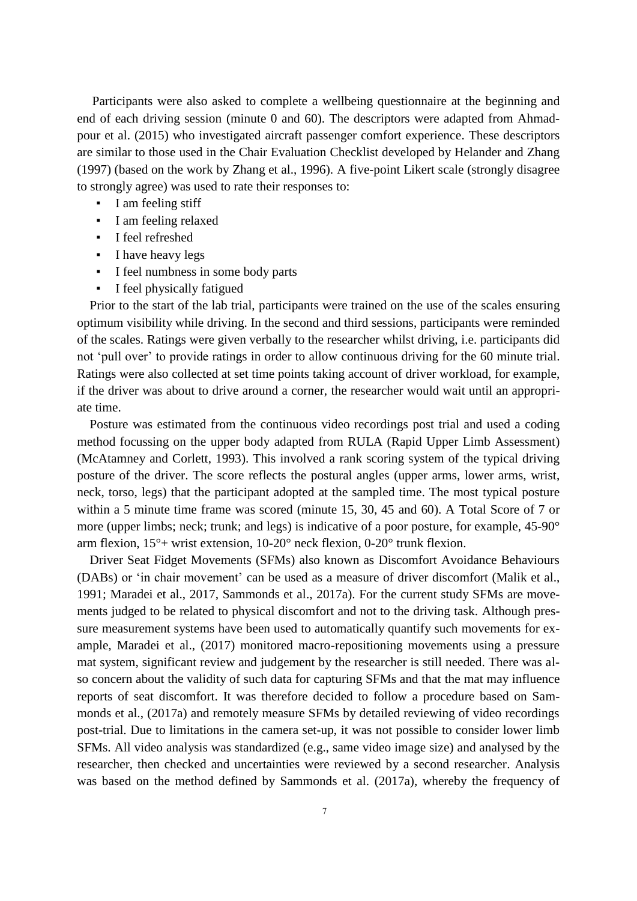Participants were also asked to complete a wellbeing questionnaire at the beginning and end of each driving session (minute 0 and 60). The descriptors were adapted from Ahmadpour et al. (2015) who investigated aircraft passenger comfort experience. These descriptors are similar to those used in the Chair Evaluation Checklist developed by Helander and Zhang (1997) (based on the work by Zhang et al., 1996). A five-point Likert scale (strongly disagree to strongly agree) was used to rate their responses to:

- I am feeling stiff
- I am feeling relaxed
- I feel refreshed
- I have heavy legs
- I feel numbness in some body parts
- I feel physically fatigued

Prior to the start of the lab trial, participants were trained on the use of the scales ensuring optimum visibility while driving. In the second and third sessions, participants were reminded of the scales. Ratings were given verbally to the researcher whilst driving, i.e. participants did not 'pull over' to provide ratings in order to allow continuous driving for the 60 minute trial. Ratings were also collected at set time points taking account of driver workload, for example, if the driver was about to drive around a corner, the researcher would wait until an appropriate time.

Posture was estimated from the continuous video recordings post trial and used a coding method focussing on the upper body adapted from RULA (Rapid Upper Limb Assessment) (McAtamney and Corlett, 1993). This involved a rank scoring system of the typical driving posture of the driver. The score reflects the postural angles (upper arms, lower arms, wrist, neck, torso, legs) that the participant adopted at the sampled time. The most typical posture within a 5 minute time frame was scored (minute 15, 30, 45 and 60). A Total Score of 7 or more (upper limbs; neck; trunk; and legs) is indicative of a poor posture, for example, 45-90° arm flexion, 15°+ wrist extension, 10-20° neck flexion, 0-20° trunk flexion.

Driver Seat Fidget Movements (SFMs) also known as Discomfort Avoidance Behaviours (DABs) or 'in chair movement' can be used as a measure of driver discomfort (Malik et al., 1991; Maradei et al., 2017, Sammonds et al., 2017a). For the current study SFMs are movements judged to be related to physical discomfort and not to the driving task. Although pressure measurement systems have been used to automatically quantify such movements for example, Maradei et al., (2017) monitored macro-repositioning movements using a pressure mat system, significant review and judgement by the researcher is still needed. There was also concern about the validity of such data for capturing SFMs and that the mat may influence reports of seat discomfort. It was therefore decided to follow a procedure based on Sammonds et al., (2017a) and remotely measure SFMs by detailed reviewing of video recordings post-trial. Due to limitations in the camera set-up, it was not possible to consider lower limb SFMs. All video analysis was standardized (e.g., same video image size) and analysed by the researcher, then checked and uncertainties were reviewed by a second researcher. Analysis was based on the method defined by Sammonds et al. (2017a), whereby the frequency of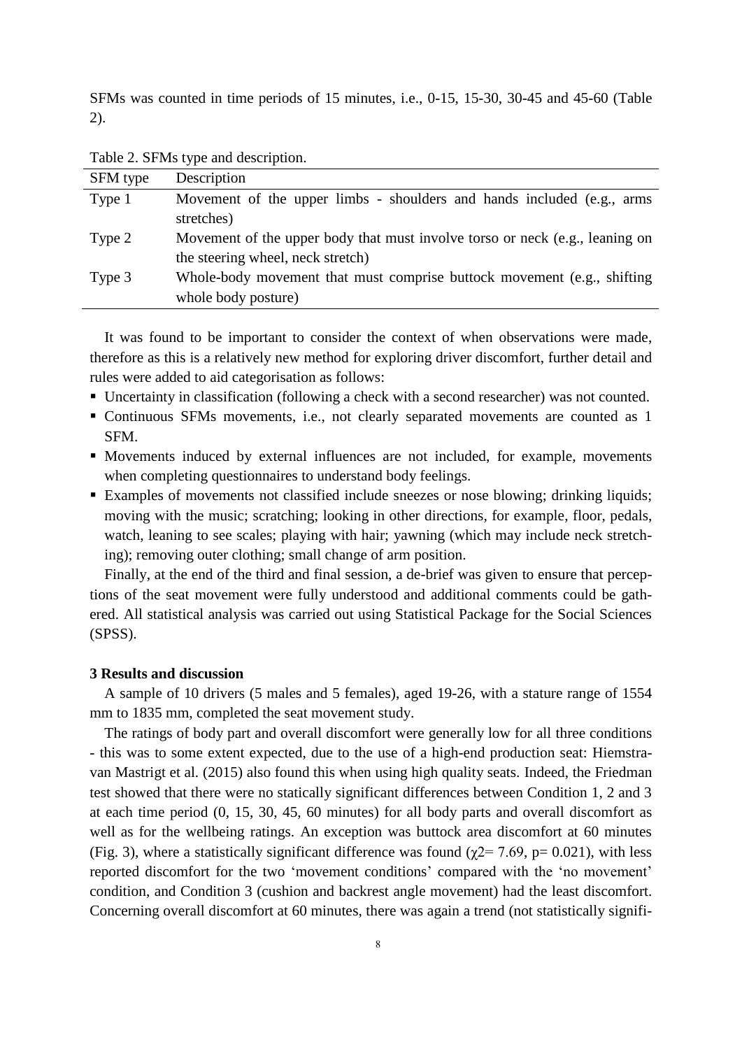SFMs was counted in time periods of 15 minutes, i.e., 0-15, 15-30, 30-45 and 45-60 (Table 2).

Table 2. SFMs type and description.

| SFM type | Description |
|---|---|
| Type 1 | Movement of the upper limbs - shoulders and hands included (e.g., arms stretches) |
| Type 2 | Movement of the upper body that must involve torso or neck (e.g., leaning on the steering wheel, neck stretch) |
| Type 3 | Whole-body movement that must comprise buttock movement (e.g., shifting whole body posture) |

It was found to be important to consider the context of when observations were made, therefore as this is a relatively new method for exploring driver discomfort, further detail and rules were added to aid categorisation as follows:

- Uncertainty in classification (following a check with a second researcher) was not counted.
- Continuous SFMs movements, i.e., not clearly separated movements are counted as 1 SFM.
- Movements induced by external influences are not included, for example, movements when completing questionnaires to understand body feelings.
- Examples of movements not classified include sneezes or nose blowing; drinking liquids; moving with the music; scratching; looking in other directions, for example, floor, pedals, watch, leaning to see scales; playing with hair; yawning (which may include neck stretching); removing outer clothing; small change of arm position.

Finally, at the end of the third and final session, a de-brief was given to ensure that perceptions of the seat movement were fully understood and additional comments could be gathered. All statistical analysis was carried out using Statistical Package for the Social Sciences (SPSS).

## 3 Results and discussion

A sample of 10 drivers (5 males and 5 females), aged 19-26, with a stature range of 1554 mm to 1835 mm, completed the seat movement study.

The ratings of body part and overall discomfort were generally low for all three conditions - this was to some extent expected, due to the use of a high-end production seat: Hiemstra-van Mastrigt et al. (2015) also found this when using high quality seats. Indeed, the Friedman test showed that there were no statically significant differences between Condition 1, 2 and 3 at each time period (0, 15, 30, 45, 60 minutes) for all body parts and overall discomfort as well as for the wellbeing ratings. An exception was buttock area discomfort at 60 minutes (Fig. 3), where a statistically significant difference was found ($\chi^2 = 7.69$, $p = 0.021$), with less reported discomfort for the two 'movement conditions' compared with the 'no movement' condition, and Condition 3 (cushion and backrest angle movement) had the least discomfort. Concerning overall discomfort at 60 minutes, there was again a trend (not statistically signifi-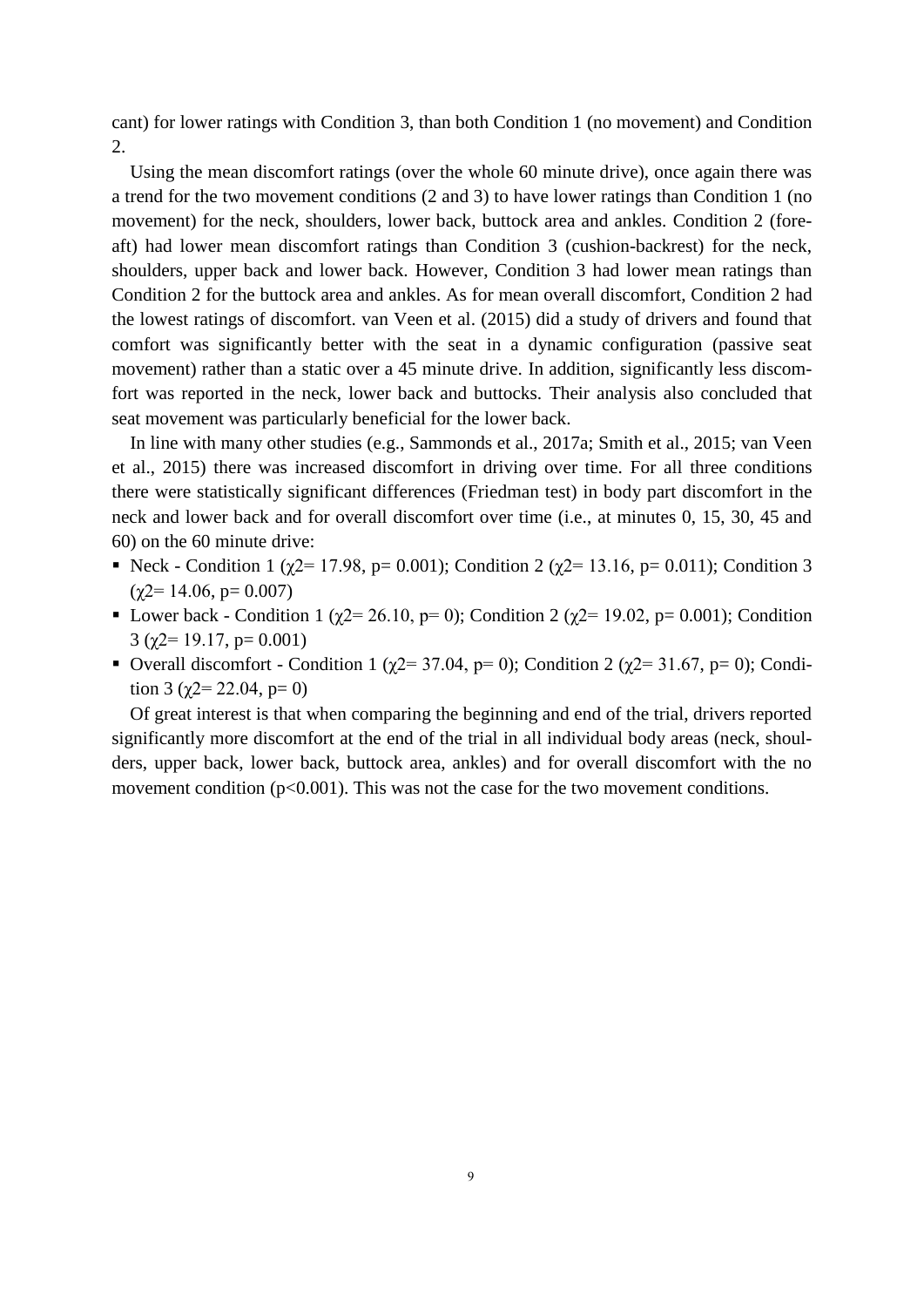cant) for lower ratings with Condition 3, than both Condition 1 (no movement) and Condition 2.

Using the mean discomfort ratings (over the whole 60 minute drive), once again there was a trend for the two movement conditions (2 and 3) to have lower ratings than Condition 1 (no movement) for the neck, shoulders, lower back, buttock area and ankles. Condition 2 (fore-aft) had lower mean discomfort ratings than Condition 3 (cushion-backrest) for the neck, shoulders, upper back and lower back. However, Condition 3 had lower mean ratings than Condition 2 for the buttock area and ankles. As for mean overall discomfort, Condition 2 had the lowest ratings of discomfort. van Veen et al. (2015) did a study of drivers and found that comfort was significantly better with the seat in a dynamic configuration (passive seat movement) rather than a static over a 45 minute drive. In addition, significantly less discomfort was reported in the neck, lower back and buttocks. Their analysis also concluded that seat movement was particularly beneficial for the lower back.

In line with many other studies (e.g., Sammonds et al., 2017a; Smith et al., 2015; van Veen et al., 2015) there was increased discomfort in driving over time. For all three conditions there were statistically significant differences (Friedman test) in body part discomfort in the neck and lower back and for overall discomfort over time (i.e., at minutes 0, 15, 30, 45 and 60) on the 60 minute drive:

- Neck - Condition 1 ($\chi^2$= 17.98, p= 0.001); Condition 2 ($\chi^2$= 13.16, p= 0.011); Condition 3 ($\chi^2$= 14.06, p= 0.007)
- Lower back - Condition 1 ($\chi^2$= 26.10, p= 0); Condition 2 ($\chi^2$= 19.02, p= 0.001); Condition 3 ($\chi^2$= 19.17, p= 0.001)
- Overall discomfort - Condition 1 ($\chi^2$= 37.04, p= 0); Condition 2 ($\chi^2$= 31.67, p= 0); Condition 3 ($\chi^2$= 22.04, p= 0)

Of great interest is that when comparing the beginning and end of the trial, drivers reported significantly more discomfort at the end of the trial in all individual body areas (neck, shoulders, upper back, lower back, buttock area, ankles) and for overall discomfort with the no movement condition ($p<0.001$). This was not the case for the two movement conditions.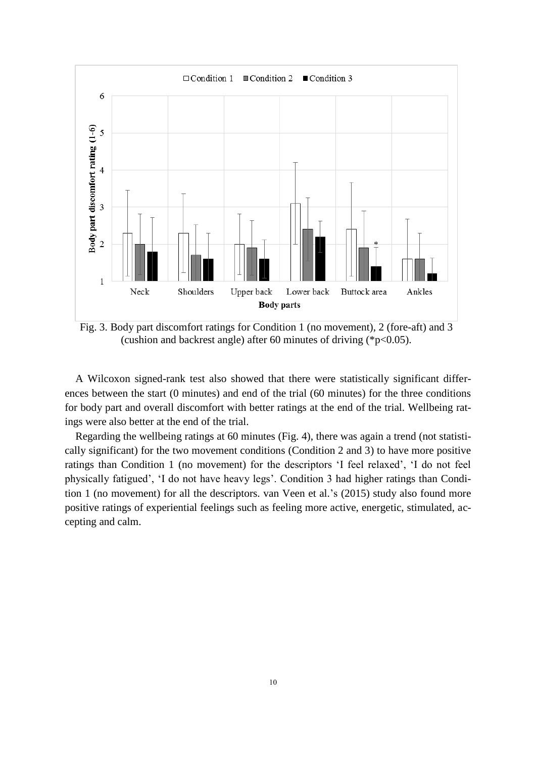Fig. 3. Body part discomfort ratings for Condition 1 (no movement), 2 (fore-aft) and 3 (cushion and backrest angle) after 60 minutes of driving (*p<0.05).

A Wilcoxon signed-rank test also showed that there were statistically significant differences between the start (0 minutes) and end of the trial (60 minutes) for the three conditions for body part and overall discomfort with better ratings at the end of the trial. Wellbeing ratings were also better at the end of the trial.

Regarding the wellbeing ratings at 60 minutes (Fig. 4), there was again a trend (not statistically significant) for the two movement conditions (Condition 2 and 3) to have more positive ratings than Condition 1 (no movement) for the descriptors 'I feel relaxed', 'I do not feel physically fatigued', 'I do not have heavy legs'. Condition 3 had higher ratings than Condition 1 (no movement) for all the descriptors. van Veen et al.'s (2015) study also found more positive ratings of experiential feelings such as feeling more active, energetic, stimulated, accepting and calm.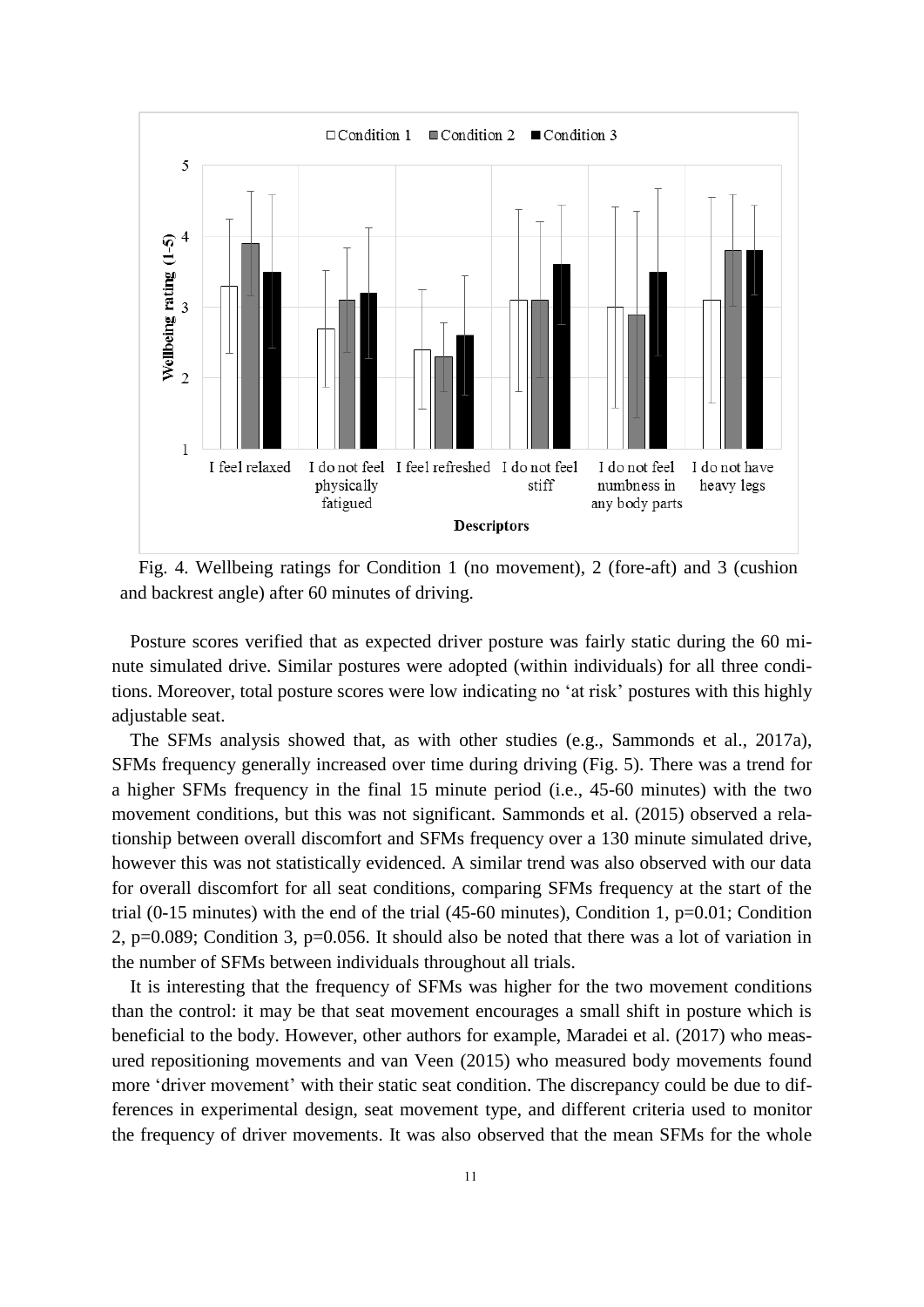Fig. 4. Wellbeing ratings for Condition 1 (no movement), 2 (fore-aft) and 3 (cushion and backrest angle) after 60 minutes of driving.

Posture scores verified that as expected driver posture was fairly static during the 60 minute simulated drive. Similar postures were adopted (within individuals) for all three conditions. Moreover, total posture scores were low indicating no 'at risk' postures with this highly adjustable seat.

The SFMs analysis showed that, as with other studies (e.g., Sammonds et al., 2017a), SFMs frequency generally increased over time during driving (Fig. 5). There was a trend for a higher SFMs frequency in the final 15 minute period (i.e., 45-60 minutes) with the two movement conditions, but this was not significant. Sammonds et al. (2015) observed a relationship between overall discomfort and SFMs frequency over a 130 minute simulated drive, however this was not statistically evidenced. A similar trend was also observed with our data for overall discomfort for all seat conditions, comparing SFMs frequency at the start of the trial (0-15 minutes) with the end of the trial (45-60 minutes), Condition 1, $p=0.01$; Condition 2, $p=0.089$; Condition 3, $p=0.056$. It should also be noted that there was a lot of variation in the number of SFMs between individuals throughout all trials.

It is interesting that the frequency of SFMs was higher for the two movement conditions than the control: it may be that seat movement encourages a small shift in posture which is beneficial to the body. However, other authors for example, Maradei et al. (2017) who measured repositioning movements and van Veen (2015) who measured body movements found more 'driver movement' with their static seat condition. The discrepancy could be due to differences in experimental design, seat movement type, and different criteria used to monitor the frequency of driver movements. It was also observed that the mean SFMs for the whole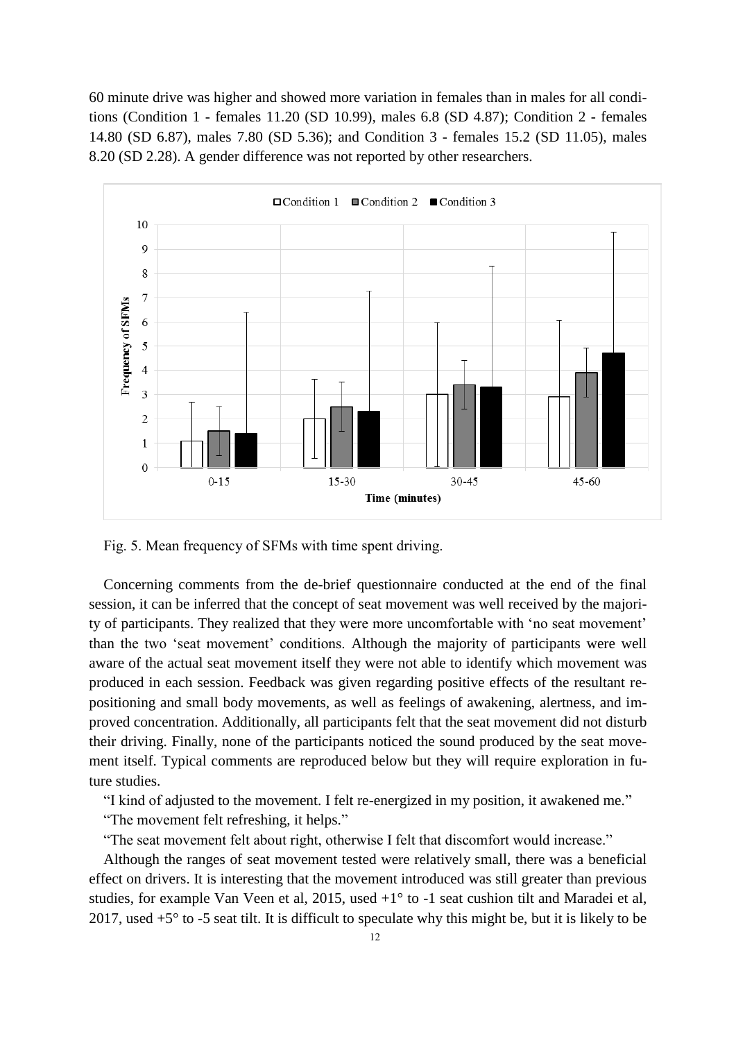60 minute drive was higher and showed more variation in females than in males for all conditions (Condition 1 - females 11.20 (SD 10.99), males 6.8 (SD 4.87); Condition 2 - females 14.80 (SD 6.87), males 7.80 (SD 5.36); and Condition 3 - females 15.2 (SD 11.05), males 8.20 (SD 2.28). A gender difference was not reported by other researchers.

Fig. 5. Mean frequency of SFMs with time spent driving.

Concerning comments from the de-brief questionnaire conducted at the end of the final session, it can be inferred that the concept of seat movement was well received by the majority of participants. They realized that they were more uncomfortable with 'no seat movement' than the two 'seat movement' conditions. Although the majority of participants were well aware of the actual seat movement itself they were not able to identify which movement was produced in each session. Feedback was given regarding positive effects of the resultant re-positioning and small body movements, as well as feelings of awakening, alertness, and improved concentration. Additionally, all participants felt that the seat movement did not disturb their driving. Finally, none of the participants noticed the sound produced by the seat movement itself. Typical comments are reproduced below but they will require exploration in future studies.

"I kind of adjusted to the movement. I felt re-energized in my position, it awakened me."

"The movement felt refreshing, it helps."

"The seat movement felt about right, otherwise I felt that discomfort would increase."

Although the ranges of seat movement tested were relatively small, there was a beneficial effect on drivers. It is interesting that the movement introduced was still greater than previous studies, for example Van Veen et al, 2015, used +1° to -1 seat cushion tilt and Maradei et al, 2017, used +5° to -5 seat tilt. It is difficult to speculate why this might be, but it is likely to be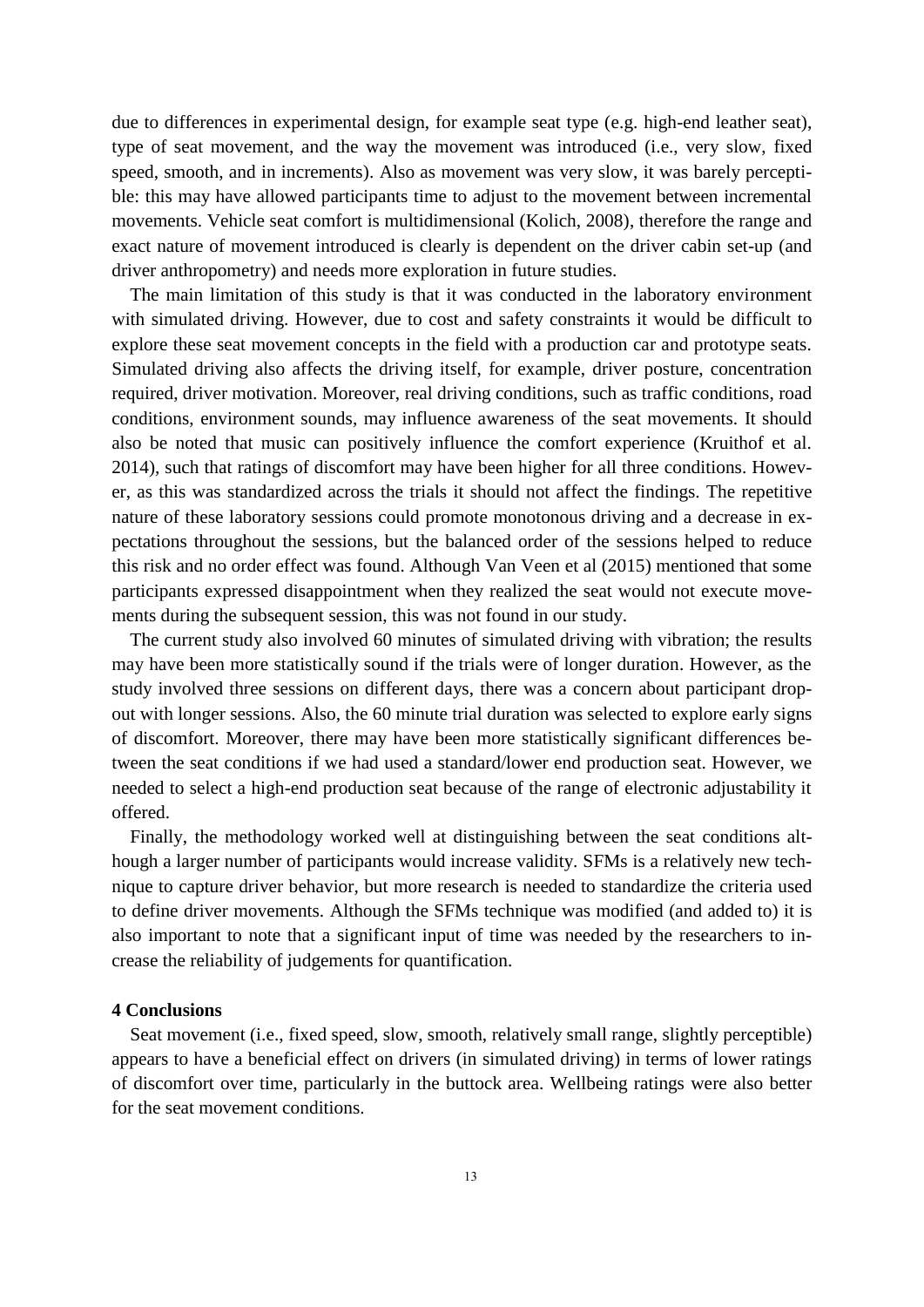due to differences in experimental design, for example seat type (e.g. high-end leather seat), type of seat movement, and the way the movement was introduced (i.e., very slow, fixed speed, smooth, and in increments). Also as movement was very slow, it was barely perceptible: this may have allowed participants time to adjust to the movement between incremental movements. Vehicle seat comfort is multidimensional (Kolich, 2008), therefore the range and exact nature of movement introduced is clearly is dependent on the driver cabin set-up (and driver anthropometry) and needs more exploration in future studies.

The main limitation of this study is that it was conducted in the laboratory environment with simulated driving. However, due to cost and safety constraints it would be difficult to explore these seat movement concepts in the field with a production car and prototype seats. Simulated driving also affects the driving itself, for example, driver posture, concentration required, driver motivation. Moreover, real driving conditions, such as traffic conditions, road conditions, environment sounds, may influence awareness of the seat movements. It should also be noted that music can positively influence the comfort experience (Kruithof et al. 2014), such that ratings of discomfort may have been higher for all three conditions. However, as this was standardized across the trials it should not affect the findings. The repetitive nature of these laboratory sessions could promote monotonous driving and a decrease in expectations throughout the sessions, but the balanced order of the sessions helped to reduce this risk and no order effect was found. Although Van Veen et al (2015) mentioned that some participants expressed disappointment when they realized the seat would not execute movements during the subsequent session, this was not found in our study.

The current study also involved 60 minutes of simulated driving with vibration; the results may have been more statistically sound if the trials were of longer duration. However, as the study involved three sessions on different days, there was a concern about participant dropout with longer sessions. Also, the 60 minute trial duration was selected to explore early signs of discomfort. Moreover, there may have been more statistically significant differences between the seat conditions if we had used a standard/lower end production seat. However, we needed to select a high-end production seat because of the range of electronic adjustability it offered.

Finally, the methodology worked well at distinguishing between the seat conditions although a larger number of participants would increase validity. SFMs is a relatively new technique to capture driver behavior, but more research is needed to standardize the criteria used to define driver movements. Although the SFMs technique was modified (and added to) it is also important to note that a significant input of time was needed by the researchers to increase the reliability of judgements for quantification.

## 4 Conclusions

Seat movement (i.e., fixed speed, slow, smooth, relatively small range, slightly perceptible) appears to have a beneficial effect on drivers (in simulated driving) in terms of lower ratings of discomfort over time, particularly in the buttock area. Wellbeing ratings were also better for the seat movement conditions.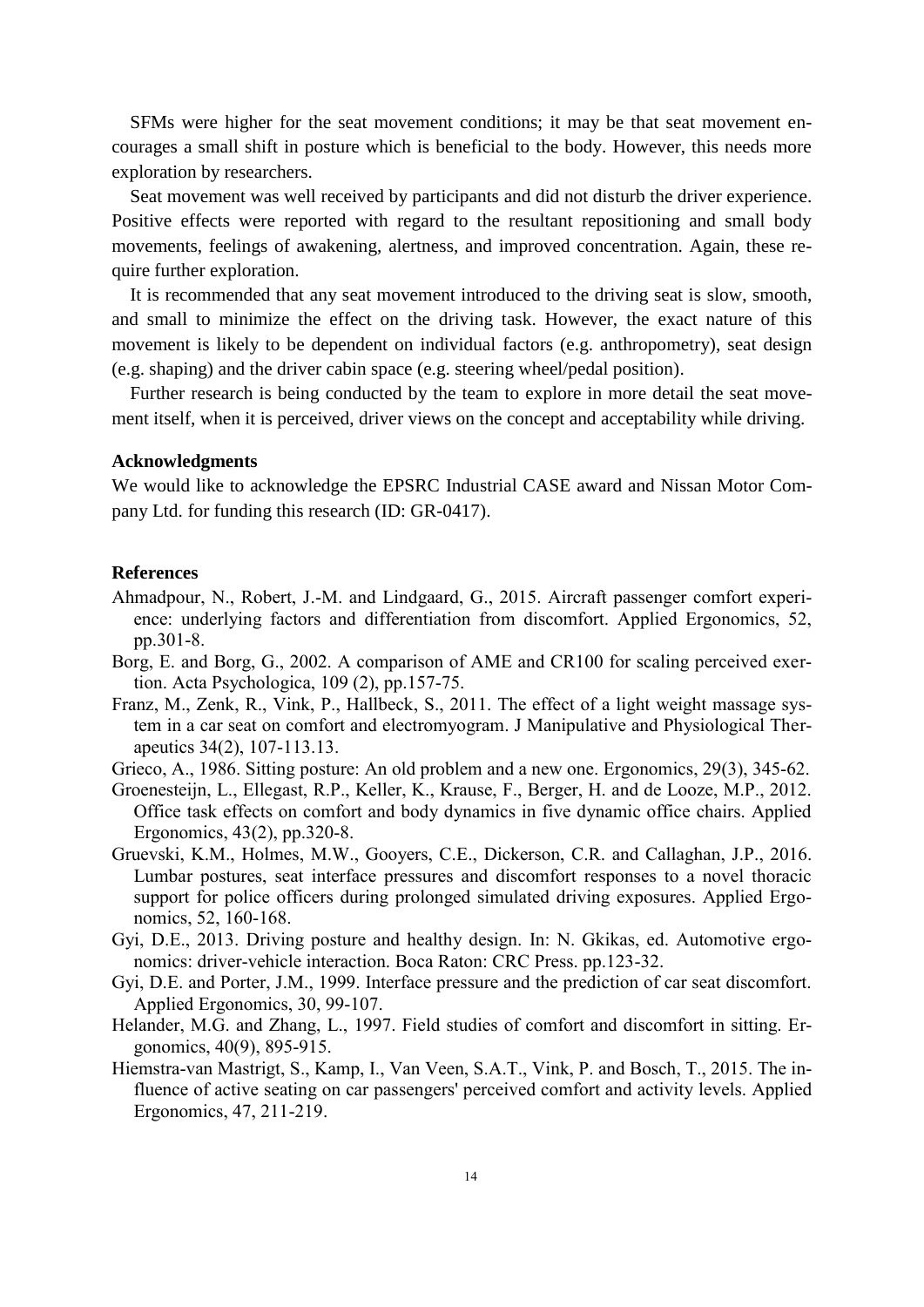SFMs were higher for the seat movement conditions; it may be that seat movement encourages a small shift in posture which is beneficial to the body. However, this needs more exploration by researchers.

Seat movement was well received by participants and did not disturb the driver experience. Positive effects were reported with regard to the resultant repositioning and small body movements, feelings of awakening, alertness, and improved concentration. Again, these require further exploration.

It is recommended that any seat movement introduced to the driving seat is slow, smooth, and small to minimize the effect on the driving task. However, the exact nature of this movement is likely to be dependent on individual factors (e.g. anthropometry), seat design (e.g. shaping) and the driver cabin space (e.g. steering wheel/pedal position).

Further research is being conducted by the team to explore in more detail the seat movement itself, when it is perceived, driver views on the concept and acceptability while driving.

### Acknowledgments

We would like to acknowledge the EPSRC Industrial CASE award and Nissan Motor Company Ltd. for funding this research (ID: GR-0417).

### References

Ahmadpour, N., Robert, J.-M. and Lindgaard, G., 2015. Aircraft passenger comfort experience: underlying factors and differentiation from discomfort. Applied Ergonomics, 52, pp.301-8.

Borg, E. and Borg, G., 2002. A comparison of AME and CR100 for scaling perceived exertion. Acta Psychologica, 109 (2), pp.157-75.

Franz, M., Zenk, R., Vink, P., Hallbeck, S., 2011. The effect of a light weight massage system in a car seat on comfort and electromyogram. J Manipulative and Physiological Therapeutics 34(2), 107-113.13.

Grieco, A., 1986. Sitting posture: An old problem and a new one. Ergonomics, 29(3), 345-62.

Groenesteijn, L., Ellegast, R.P., Keller, K., Krause, F., Berger, H. and de Looze, M.P., 2012. Office task effects on comfort and body dynamics in five dynamic office chairs. Applied Ergonomics, 43(2), pp.320-8.

Gruevski, K.M., Holmes, M.W., Gooyers, C.E., Dickerson, C.R. and Callaghan, J.P., 2016. Lumbar postures, seat interface pressures and discomfort responses to a novel thoracic support for police officers during prolonged simulated driving exposures. Applied Ergonomics, 52, 160-168.

Gyi, D.E., 2013. Driving posture and healthy design. In: N. Gkikas, ed. Automotive ergonomics: driver-vehicle interaction. Boca Raton: CRC Press. pp.123-32.

Gyi, D.E. and Porter, J.M., 1999. Interface pressure and the prediction of car seat discomfort. Applied Ergonomics, 30, 99-107.

Helander, M.G. and Zhang, L., 1997. Field studies of comfort and discomfort in sitting. Ergonomics, 40(9), 895-915.

Hiemstra-van Mastrigt, S., Kamp, I., Van Veen, S.A.T., Vink, P. and Bosch, T., 2015. The influence of active seating on car passengers' perceived comfort and activity levels. Applied Ergonomics, 47, 211-219.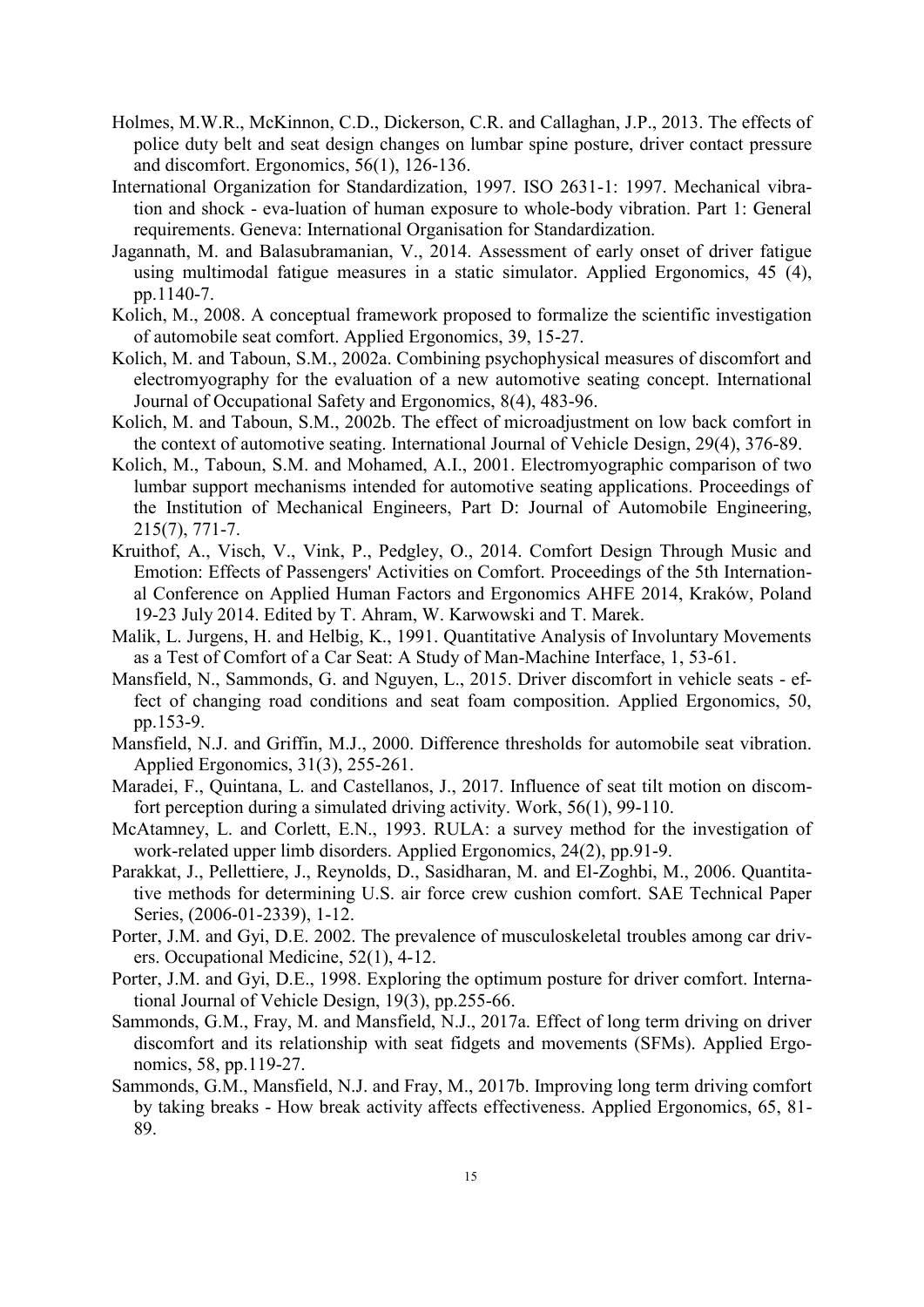Holmes, M.W.R., McKinnon, C.D., Dickerson, C.R. and Callaghan, J.P., 2013. The effects of police duty belt and seat design changes on lumbar spine posture, driver contact pressure and discomfort. Ergonomics, 56(1), 126-136.

International Organization for Standardization, 1997. ISO 2631-1: 1997. Mechanical vibration and shock - eva-luation of human exposure to whole-body vibration. Part 1: General requirements. Geneva: International Organisation for Standardization.

Jagannath, M. and Balasubramanian, V., 2014. Assessment of early onset of driver fatigue using multimodal fatigue measures in a static simulator. Applied Ergonomics, 45 (4), pp.1140-7.

Kolich, M., 2008. A conceptual framework proposed to formalize the scientific investigation of automobile seat comfort. Applied Ergonomics, 39, 15-27.

Kolich, M. and Taboun, S.M., 2002a. Combining psychophysical measures of discomfort and electromyography for the evaluation of a new automotive seating concept. International Journal of Occupational Safety and Ergonomics, 8(4), 483-96.

Kolich, M. and Taboun, S.M., 2002b. The effect of microadjustment on low back comfort in the context of automotive seating. International Journal of Vehicle Design, 29(4), 376-89.

Kolich, M., Taboun, S.M. and Mohamed, A.I., 2001. Electromyographic comparison of two lumbar support mechanisms intended for automotive seating applications. Proceedings of the Institution of Mechanical Engineers, Part D: Journal of Automobile Engineering, 215(7), 771-7.

Kruithof, A., Visch, V., Vink, P., Pedgley, O., 2014. Comfort Design Through Music and Emotion: Effects of Passengers' Activities on Comfort. Proceedings of the 5th International Conference on Applied Human Factors and Ergonomics AHFE 2014, Kraków, Poland 19-23 July 2014. Edited by T. Ahram, W. Karwowski and T. Marek.

Malik, L. Jurgens, H. and Helbig, K., 1991. Quantitative Analysis of Involuntary Movements as a Test of Comfort of a Car Seat: A Study of Man-Machine Interface, 1, 53-61.

Mansfield, N., Sammonds, G. and Nguyen, L., 2015. Driver discomfort in vehicle seats - effect of changing road conditions and seat foam composition. Applied Ergonomics, 50, pp.153-9.

Mansfield, N.J. and Griffin, M.J., 2000. Difference thresholds for automobile seat vibration. Applied Ergonomics, 31(3), 255-261.

Maradei, F., Quintana, L. and Castellanos, J., 2017. Influence of seat tilt motion on discomfort perception during a simulated driving activity. Work, 56(1), 99-110.

McAtamney, L. and Corlett, E.N., 1993. RULA: a survey method for the investigation of work-related upper limb disorders. Applied Ergonomics, 24(2), pp.91-9.

Parakkat, J., Pellettiere, J., Reynolds, D., Sasidharan, M. and El-Zoghbi, M., 2006. Quantitative methods for determining U.S. air force crew cushion comfort. SAE Technical Paper Series, (2006-01-2339), 1-12.

Porter, J.M. and Gyi, D.E. 2002. The prevalence of musculoskeletal troubles among car drivers. Occupational Medicine, 52(1), 4-12.

Porter, J.M. and Gyi, D.E., 1998. Exploring the optimum posture for driver comfort. International Journal of Vehicle Design, 19(3), pp.255-66.

Sammonds, G.M., Fray, M. and Mansfield, N.J., 2017a. Effect of long term driving on driver discomfort and its relationship with seat fidgets and movements (SFMs). Applied Ergonomics, 58, pp.119-27.

Sammonds, G.M., Mansfield, N.J. and Fray, M., 2017b. Improving long term driving comfort by taking breaks - How break activity affects effectiveness. Applied Ergonomics, 65, 81-89.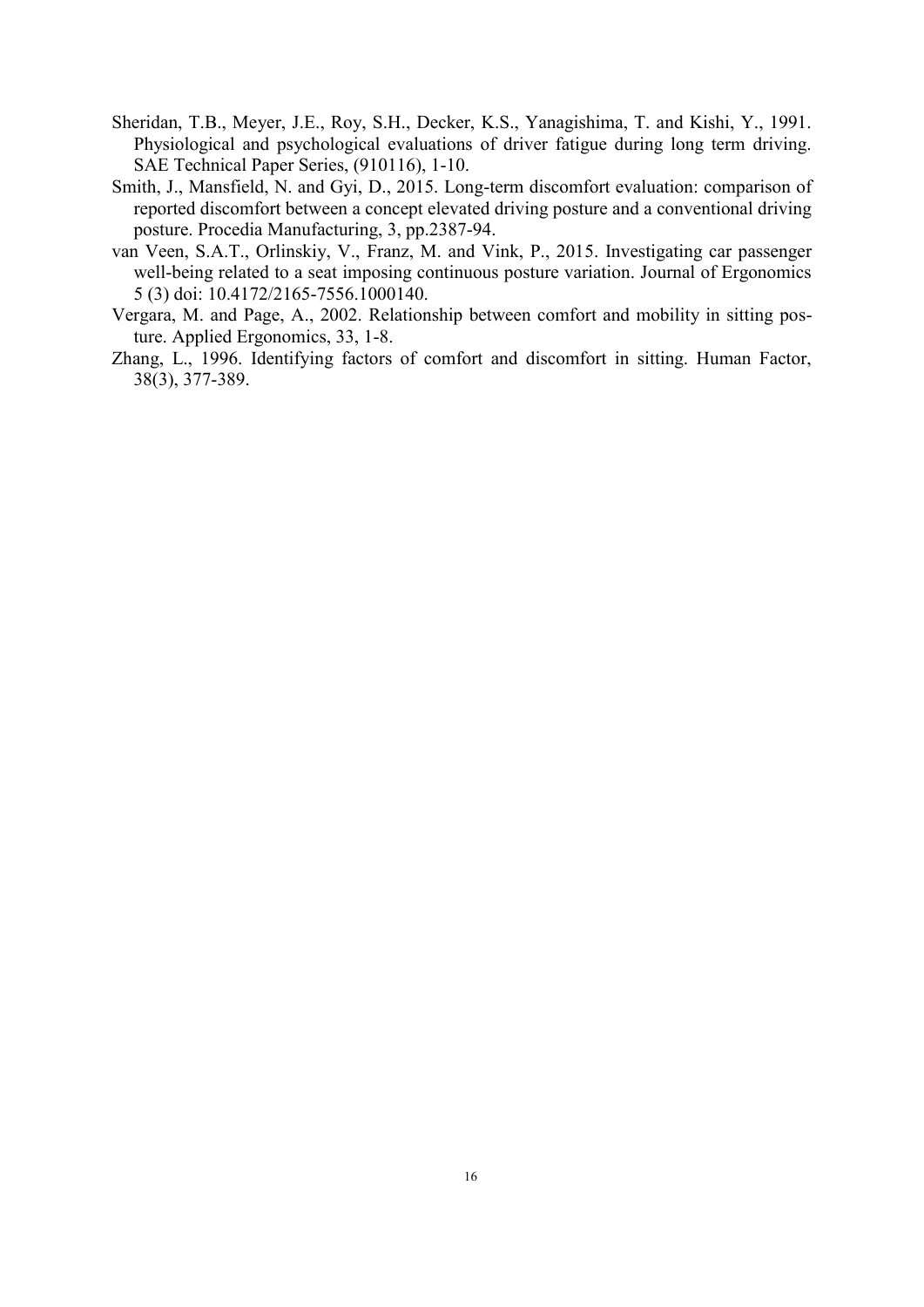Sheridan, T.B., Meyer, J.E., Roy, S.H., Decker, K.S., Yanagishima, T. and Kishi, Y., 1991. Physiological and psychological evaluations of driver fatigue during long term driving. SAE Technical Paper Series, (910116), 1-10.

Smith, J., Mansfield, N. and Gyi, D., 2015. Long-term discomfort evaluation: comparison of reported discomfort between a concept elevated driving posture and a conventional driving posture. Procedia Manufacturing, 3, pp.2387-94.

van Veen, S.A.T., Orlinskiy, V., Franz, M. and Vink, P., 2015. Investigating car passenger well-being related to a seat imposing continuous posture variation. Journal of Ergonomics 5 (3) doi: 10.4172/2165-7556.1000140.

Vergara, M. and Page, A., 2002. Relationship between comfort and mobility in sitting posture. Applied Ergonomics, 33, 1-8.

Zhang, L., 1996. Identifying factors of comfort and discomfort in sitting. Human Factor, 38(3), 377-389.